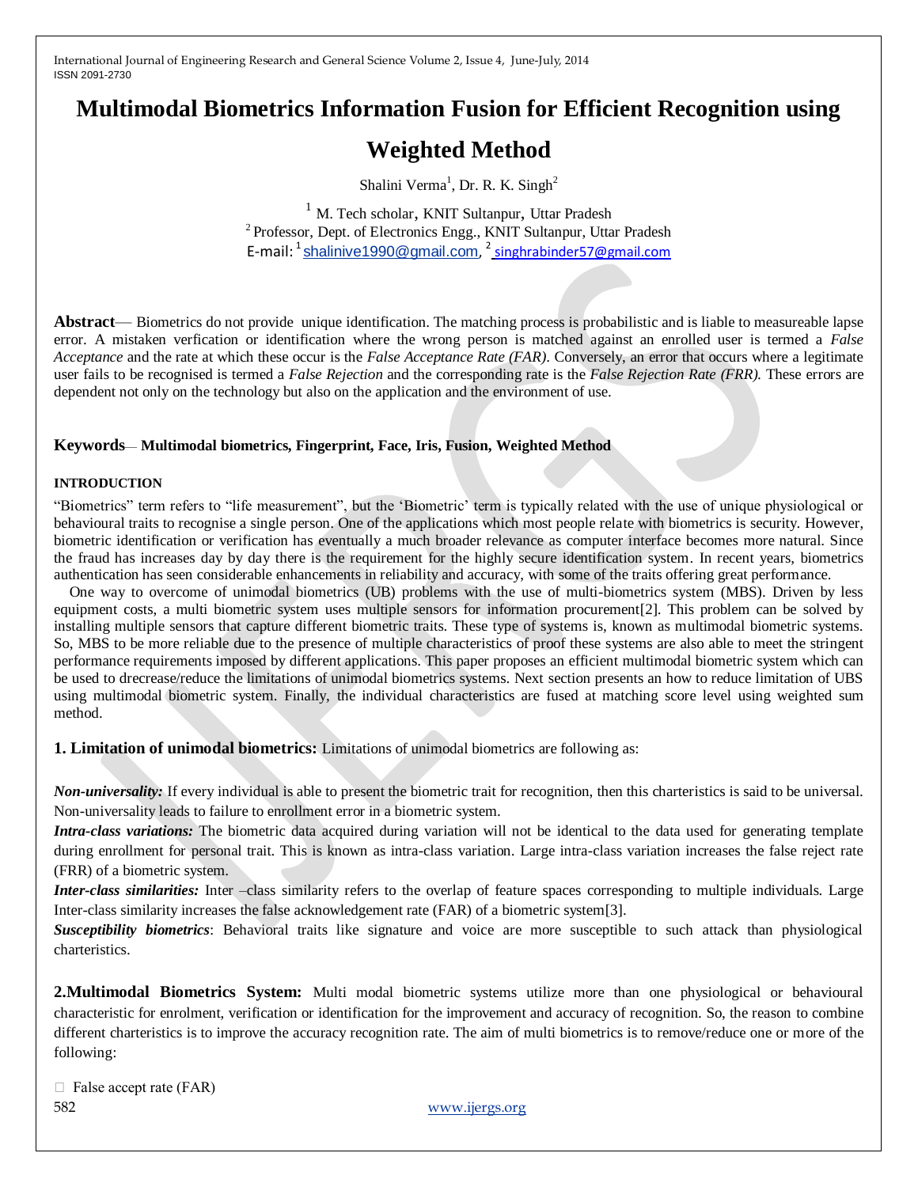# Multimodal Biometrics Information Fusion for Efficient Recognition using Weighted Method

Shalini Verma[1], Dr. R. K. Singh[2]

[1] M. Tech scholar, KNIT Sultanpur, Uttar Pradesh
[2] Professor, Dept. of Electronics Engg., KNIT Sultanpur, Uttar Pradesh
E-mail: [1] shalinive1990@gmail.com, [2] singhrabinder57@gmail.com

**Abstract**— Biometrics do not provide unique identification. The matching process is probabilistic and is liable to measureable lapse error. A mistaken verfication or identification where the wrong person is matched against an enrolled user is termed a *False Acceptance* and the rate at which these occur is the *False Acceptance Rate (FAR)*. Conversely, an error that occurs where a legitimate user fails to be recognised is termed a *False Rejection* and the corresponding rate is the *False Rejection Rate (FRR)*. These errors are dependent not only on the technology but also on the application and the environment of use.

**Keywords**— **Multimodal biometrics, Fingerprint, Face, Iris, Fusion, Weighted Method**

## INTRODUCTION

"Biometrics" term refers to "life measurement", but the 'Biometric' term is typically related with the use of unique physiological or behavioural traits to recognise a single person. One of the applications which most people relate with biometrics is security. However, biometric identification or verification has eventually a much broader relevance as computer interface becomes more natural. Since the fraud has increases day by day there is the requirement for the highly secure identification system. In recent years, biometrics authentication has seen considerable enhancements in reliability and accuracy, with some of the traits offering great performance.

One way to overcome of unimodal biometrics (UB) problems with the use of multi-biometrics system (MBS). Driven by less equipment costs, a multi biometric system uses multiple sensors for information procurement[2]. This problem can be solved by installing multiple sensors that capture different biometric traits. These type of systems is, known as multimodal biometric systems. So, MBS to be more reliable due to the presence of multiple characteristics of proof these systems are also able to meet the stringent performance requirements imposed by different applications. This paper proposes an efficient multimodal biometric system which can be used to drecrease/reduce the limitations of unimodal biometrics systems. Next section presents an how to reduce limitation of UBS using multimodal biometric system. Finally, the individual characteristics are fused at matching score level using weighted sum method.

## 1. Limitation of unimodal biometrics:

Limitations of unimodal biometrics are following as:

***Non-universality:*** If every individual is able to present the biometric trait for recognition, then this charteristics is said to be universal. Non-universality leads to failure to enrollment error in a biometric system.

***Intra-class variations:*** The biometric data acquired during variation will not be identical to the data used for generating template during enrollment for personal trait. This is known as intra-class variation. Large intra-class variation increases the false reject rate (FRR) of a biometric system.

***Inter-class similarities:*** Inter –class similarity refers to the overlap of feature spaces corresponding to multiple individuals. Large Inter-class similarity increases the false acknowledgement rate (FAR) of a biometric system[3].

***Susceptibility biometrics***: Behavioral traits like signature and voice are more susceptible to such attack than physiological charteristics.

## 2.Multimodal Biometrics System:

Multi modal biometric systems utilize more than one physiological or behavioural characteristic for enrolment, verification or identification for the improvement and accuracy of recognition. So, the reason to combine different charteristics is to improve the accuracy recognition rate. The aim of multi biometrics is to remove/reduce one or more of the following:

- False accept rate (FAR)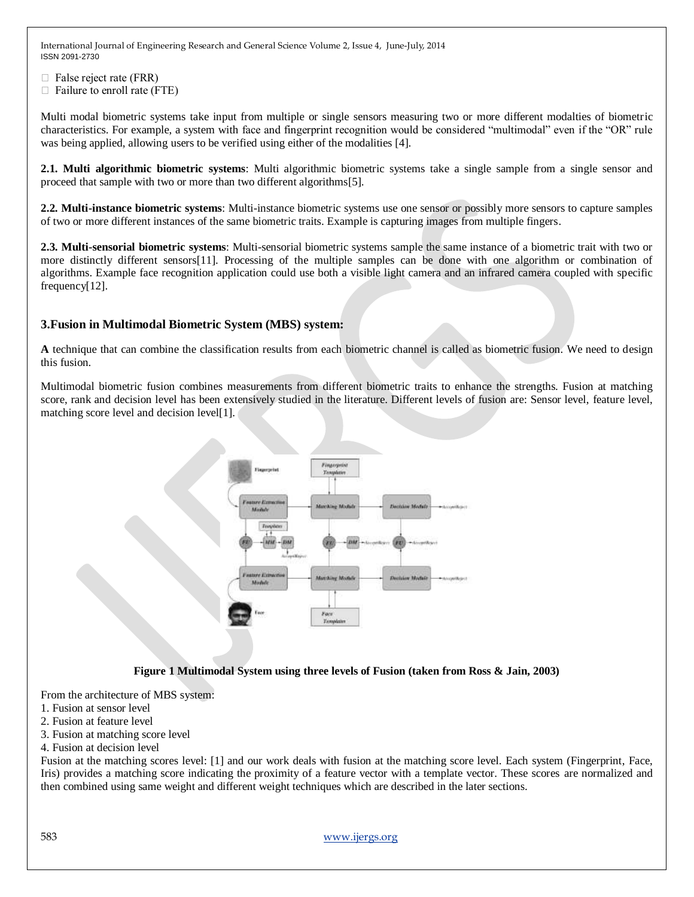- False reject rate (FRR)
- Failure to enroll rate (FTE)

Multi modal biometric systems take input from multiple or single sensors measuring two or more different modalties of biometric characteristics. For example, a system with face and fingerprint recognition would be considered "multimodal" even if the "OR" rule was being applied, allowing users to be verified using either of the modalities [4].

**2.1. Multi algorithmic biometric systems**: Multi algorithmic biometric systems take a single sample from a single sensor and proceed that sample with two or more than two different algorithms[5].

**2.2. Multi-instance biometric systems**: Multi-instance biometric systems use one sensor or possibly more sensors to capture samples of two or more different instances of the same biometric traits. Example is capturing images from multiple fingers.

**2.3. Multi-sensorial biometric systems**: Multi-sensorial biometric systems sample the same instance of a biometric trait with two or more distinctly different sensors[11]. Processing of the multiple samples can be done with one algorithm or combination of algorithms. Example face recognition application could use both a visible light camera and an infrared camera coupled with specific frequency[12].

## 3.Fusion in Multimodal Biometric System (MBS) system:

**A** technique that can combine the classification results from each biometric channel is called as biometric fusion. We need to design this fusion.

Multimodal biometric fusion combines measurements from different biometric traits to enhance the strengths. Fusion at matching score, rank and decision level has been extensively studied in the literature. Different levels of fusion are: Sensor level, feature level, matching score level and decision level[1].

**Figure 1 Multimodal System using three levels of Fusion (taken from Ross & Jain, 2003)**

From the architecture of MBS system:

1. Fusion at sensor level
2. Fusion at feature level
3. Fusion at matching score level
4. Fusion at decision level

Fusion at the matching scores level: [1] and our work deals with fusion at the matching score level. Each system (Fingerprint, Face, Iris) provides a matching score indicating the proximity of a feature vector with a template vector. These scores are normalized and then combined using same weight and different weight techniques which are described in the later sections.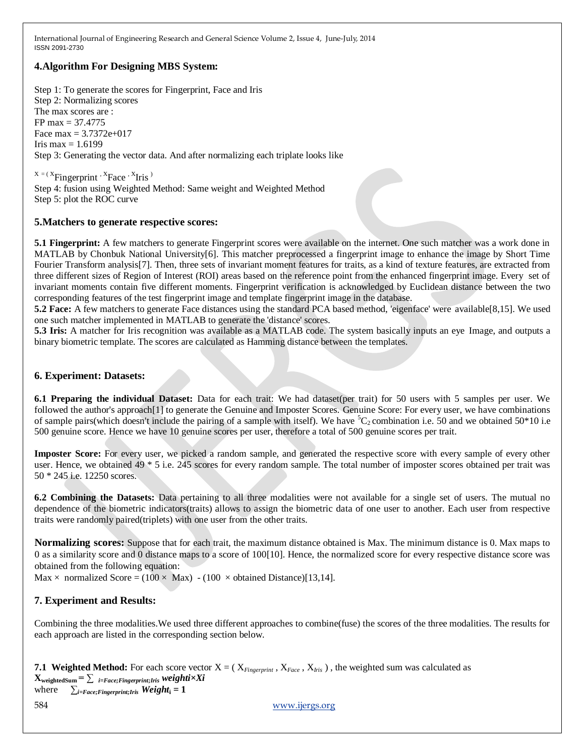## 4.Algorithm For Designing MBS System:

Step 1: To generate the scores for Fingerprint, Face and Iris
Step 2: Normalizing scores
The max scores are :
FP max = 37.4775
Face max = 3.7372e+017
Iris max = 1.6199
Step 3: Generating the vector data. And after normalizing each triplate looks like

$X = (X_{Fingerprint}, X_{Face}, X_{Iris})$

Step 4: fusion using Weighted Method: Same weight and Weighted Method
Step 5: plot the ROC curve

## 5.Matchers to generate respective scores:

**5.1 Fingerprint:** A few matchers to generate Fingerprint scores were available on the internet. One such matcher was a work done in MATLAB by Chonbuk National University[6]. This matcher preprocessed a fingerprint image to enhance the image by Short Time Fourier Transform analysis[7]. Then, three sets of invariant moment features for traits, as a kind of texture features, are extracted from three different sizes of Region of Interest (ROI) areas based on the reference point from the enhanced fingerprint image. Every set of invariant moments contain five different moments. Fingerprint verification is acknowledged by Euclidean distance between the two corresponding features of the test fingerprint image and template fingerprint image in the database.

**5.2 Face:** A few matchers to generate Face distances using the standard PCA based method, 'eigenface' were available[8,15]. We used one such matcher implemented in MATLAB to generate the 'distance' scores.

**5.3 Iris:** A matcher for Iris recognition was available as a MATLAB code. The system basically inputs an eye Image, and outputs a binary biometric template. The scores are calculated as Hamming distance between the templates.

## 6. Experiment: Datasets:

**6.1 Preparing the individual Dataset:** Data for each trait: We had dataset(per trait) for 50 users with 5 samples per user. We followed the author's approach[1] to generate the Genuine and Imposter Scores. Genuine Score: For every user, we have combinations of sample pairs(which doesn't include the pairing of a sample with itself). We have ${}^{5}C_{2}$ combination i.e. 50 and we obtained 50*10 i.e 500 genuine score. Hence we have 10 genuine scores per user, therefore a total of 500 genuine scores per trait.

**Imposter Score:** For every user, we picked a random sample, and generated the respective score with every sample of every other user. Hence, we obtained 49 * 5 i.e. 245 scores for every random sample. The total number of imposter scores obtained per trait was 50 * 245 i.e. 12250 scores.

**6.2 Combining the Datasets:** Data pertaining to all three modalities were not available for a single set of users. The mutual no dependence of the biometric indicators(traits) allows to assign the biometric data of one user to another. Each user from respective traits were randomly paired(triplets) with one user from the other traits.

**Normalizing scores:** Suppose that for each trait, the maximum distance obtained is Max. The minimum distance is 0. Max maps to 0 as a similarity score and 0 distance maps to a score of 100[10]. Hence, the normalized score for every respective distance score was obtained from the following equation:

$\text{Max} \times \text{ normalized Score} = (100 \times \text{ Max}) - (100 \times \text{obtained Distance})$[13,14].

## 7. Experiment and Results:

Combining the three modalities.We used three different approaches to combine(fuse) the scores of the three modalities. The results for each approach are listed in the corresponding section below.

**7.1 Weighted Method:** For each score vector $X = (X_{Fingerprint}, X_{Face}, X_{Iris})$, the weighted sum was calculated as

$$X_{weightedSum} = \sum_{i=Face;Fingerprint;Iris} weight_i \times X_i$$

where $\sum_{i=Face;Fingerprint;Iris} Weight_i = 1$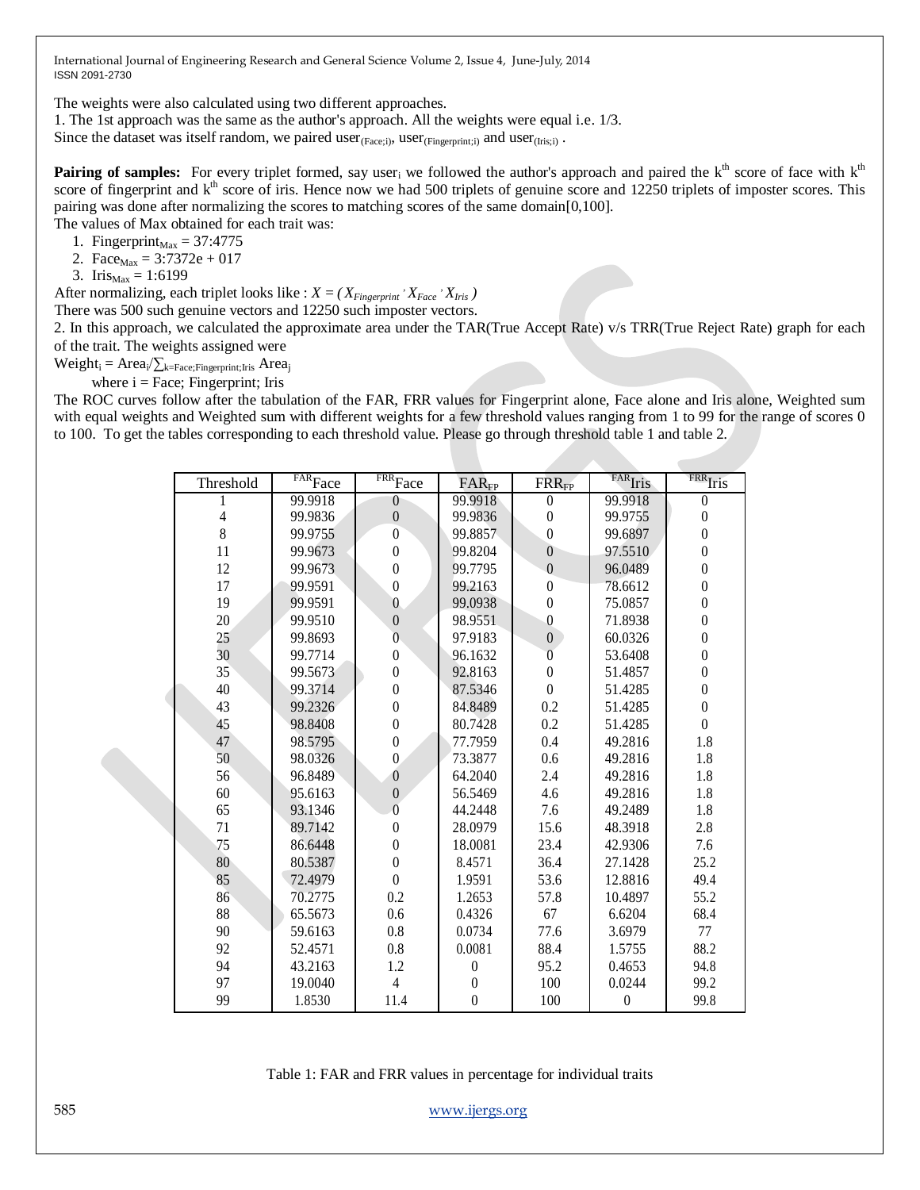The weights were also calculated using two different approaches.

1. The 1st approach was the same as the author's approach. All the weights were equal i.e. 1/3.

Since the dataset was itself random, we paired $user_{(Face;i)}$, $user_{(Fingerprint;i)}$ and $user_{(Iris;i)}$ .

**Pairing of samples:** For every triplet formed, say $user_i$ we followed the author's approach and paired the $k^{th}$ score of face with $k^{th}$ score of fingerprint and $k^{th}$ score of iris. Hence now we had 500 triplets of genuine score and 12250 triplets of imposter scores. This pairing was done after normalizing the scores to matching scores of the same domain[0,100].

The values of Max obtained for each trait was:

1. $Fingerprint_{Max}$ = 37:4775
2. $Face_{Max}$ = 3:7372e + 017
3. $Iris_{Max}$ = 1:6199

After normalizing, each triplet looks like : $X = ( X_{Fingerprint}, X_{Face}, X_{Iris} )$

There was 500 such genuine vectors and 12250 such imposter vectors.

2. In this approach, we calculated the approximate area under the TAR(True Accept Rate) v/s TRR(True Reject Rate) graph for each of the trait. The weights assigned were

$Weight_i = Area_i / \sum_{k=Face;Fingerprint;Iris} Area_j$

where i = Face; Fingerprint; Iris

The ROC curves follow after the tabulation of the FAR, FRR values for Fingerprint alone, Face alone and Iris alone, Weighted sum with equal weights and Weighted sum with different weights for a few threshold values ranging from 1 to 99 for the range of scores 0 to 100. To get the tables corresponding to each threshold value. Please go through threshold table 1 and table 2.

| Threshold | $^{FAR}$Face | $^{FRR}$Face | $FAR_{FP}$ | $FRR_{FP}$ | $^{FAR}$Iris | $^{FRR}$Iris |
|---|---|---|---|---|---|---|
| 1 | 99.9918 | 0 | 99.9918 | 0 | 99.9918 | 0 |
| 4 | 99.9836 | 0 | 99.9836 | 0 | 99.9755 | 0 |
| 8 | 99.9755 | 0 | 99.8857 | 0 | 99.6897 | 0 |
| 11 | 99.9673 | 0 | 99.8204 | 0 | 97.5510 | 0 |
| 12 | 99.9673 | 0 | 99.7795 | 0 | 96.0489 | 0 |
| 17 | 99.9591 | 0 | 99.2163 | 0 | 78.6612 | 0 |
| 19 | 99.9591 | 0 | 99.0938 | 0 | 75.0857 | 0 |
| 20 | 99.9510 | 0 | 98.9551 | 0 | 71.8938 | 0 |
| 25 | 99.8693 | 0 | 97.9183 | 0 | 60.0326 | 0 |
| 30 | 99.7714 | 0 | 96.1632 | 0 | 53.6408 | 0 |
| 35 | 99.5673 | 0 | 92.8163 | 0 | 51.4857 | 0 |
| 40 | 99.3714 | 0 | 87.5346 | 0 | 51.4285 | 0 |
| 43 | 99.2326 | 0 | 84.8489 | 0.2 | 51.4285 | 0 |
| 45 | 98.8408 | 0 | 80.7428 | 0.2 | 51.4285 | 0 |
| 47 | 98.5795 | 0 | 77.7959 | 0.4 | 49.2816 | 1.8 |
| 50 | 98.0326 | 0 | 73.3877 | 0.6 | 49.2816 | 1.8 |
| 56 | 96.8489 | 0 | 64.2040 | 2.4 | 49.2816 | 1.8 |
| 60 | 95.6163 | 0 | 56.5469 | 4.6 | 49.2816 | 1.8 |
| 65 | 93.1346 | 0 | 44.2448 | 7.6 | 49.2489 | 1.8 |
| 71 | 89.7142 | 0 | 28.0979 | 15.6 | 48.3918 | 2.8 |
| 75 | 86.6448 | 0 | 18.0081 | 23.4 | 42.9306 | 7.6 |
| 80 | 80.5387 | 0 | 8.4571 | 36.4 | 27.1428 | 25.2 |
| 85 | 72.4979 | 0 | 1.9591 | 53.6 | 12.8816 | 49.4 |
| 86 | 70.2775 | 0.2 | 1.2653 | 57.8 | 10.4897 | 55.2 |
| 88 | 65.5673 | 0.6 | 0.4326 | 67 | 6.6204 | 68.4 |
| 90 | 59.6163 | 0.8 | 0.0734 | 77.6 | 3.6979 | 77 |
| 92 | 52.4571 | 0.8 | 0.0081 | 88.4 | 1.5755 | 88.2 |
| 94 | 43.2163 | 1.2 | 0 | 95.2 | 0.4653 | 94.8 |
| 97 | 19.0040 | 4 | 0 | 100 | 0.0244 | 99.2 |
| 99 | 1.8530 | 11.4 | 0 | 100 | 0 | 99.8 |

Table 1: FAR and FRR values in percentage for individual traits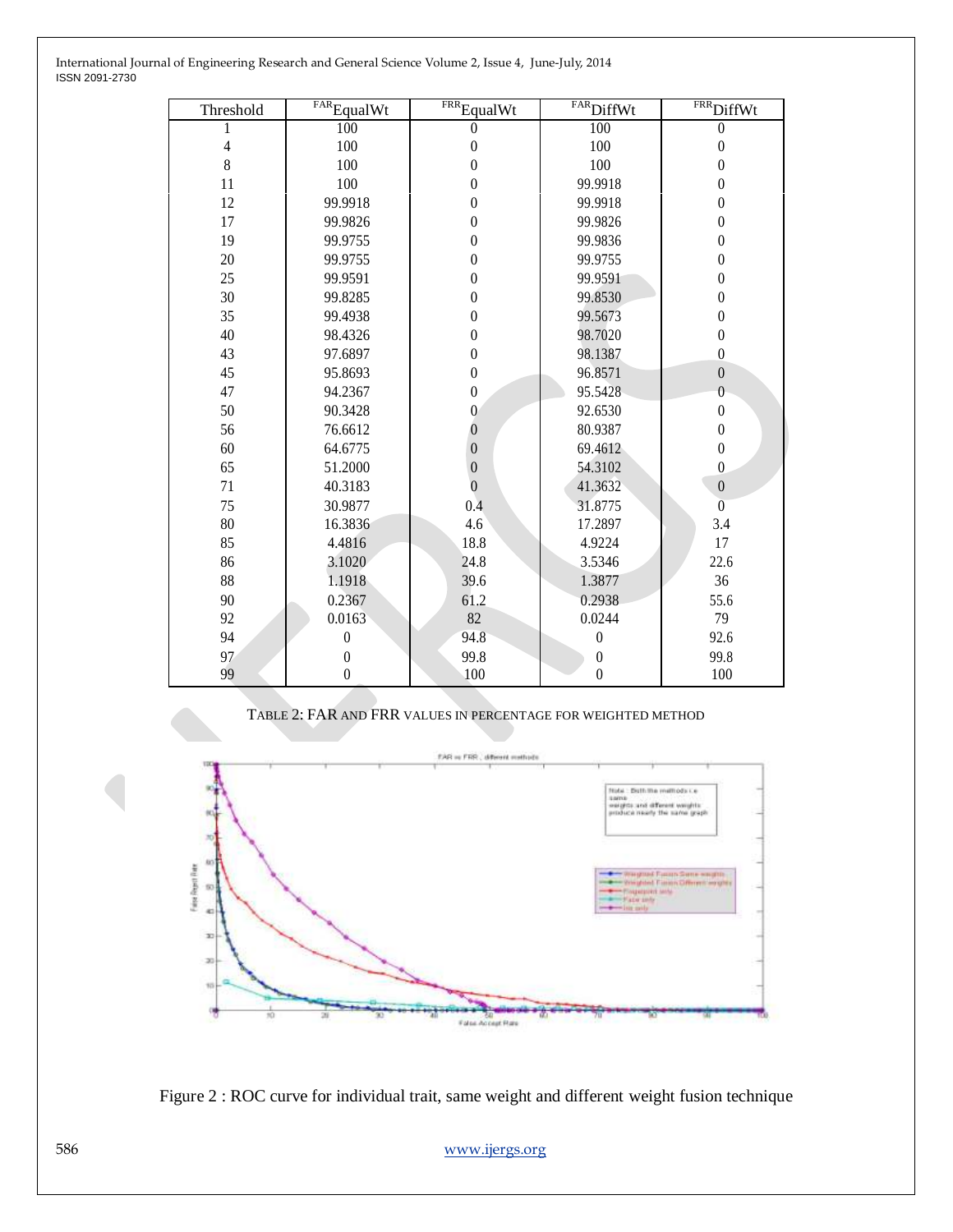| Threshold | FAR EqualWt | FRR EqualWt | FAR DiffWt | FRR DiffWt |
|---|---|---|---|---|
| 1 | 100 | 0 | 100 | 0 |
| 4 | 100 | 0 | 100 | 0 |
| 8 | 100 | 0 | 100 | 0 |
| 11 | 100 | 0 | 99.9918 | 0 |
| 12 | 99.9918 | 0 | 99.9918 | 0 |
| 17 | 99.9826 | 0 | 99.9826 | 0 |
| 19 | 99.9755 | 0 | 99.9836 | 0 |
| 20 | 99.9755 | 0 | 99.9755 | 0 |
| 25 | 99.9591 | 0 | 99.9591 | 0 |
| 30 | 99.8285 | 0 | 99.8530 | 0 |
| 35 | 99.4938 | 0 | 99.5673 | 0 |
| 40 | 98.4326 | 0 | 98.7020 | 0 |
| 43 | 97.6897 | 0 | 98.1387 | 0 |
| 45 | 95.8693 | 0 | 96.8571 | 0 |
| 47 | 94.2367 | 0 | 95.5428 | 0 |
| 50 | 90.3428 | 0 | 92.6530 | 0 |
| 56 | 76.6612 | 0 | 80.9387 | 0 |
| 60 | 64.6775 | 0 | 69.4612 | 0 |
| 65 | 51.2000 | 0 | 54.3102 | 0 |
| 71 | 40.3183 | 0 | 41.3632 | 0 |
| 75 | 30.9877 | 0.4 | 31.8775 | 0 |
| 80 | 16.3836 | 4.6 | 17.2897 | 3.4 |
| 85 | 4.4816 | 18.8 | 4.9224 | 17 |
| 86 | 3.1020 | 24.8 | 3.5346 | 22.6 |
| 88 | 1.1918 | 39.6 | 1.3877 | 36 |
| 90 | 0.2367 | 61.2 | 0.2938 | 55.6 |
| 92 | 0.0163 | 82 | 0.0244 | 79 |
| 94 | 0 | 94.8 | 0 | 92.6 |
| 97 | 0 | 99.8 | 0 | 99.8 |
| 99 | 0 | 100 | 0 | 100 |

TABLE 2: FAR AND FRR VALUES IN PERCENTAGE FOR WEIGHTED METHOD

Figure 2 : ROC curve for individual trait, same weight and different weight fusion technique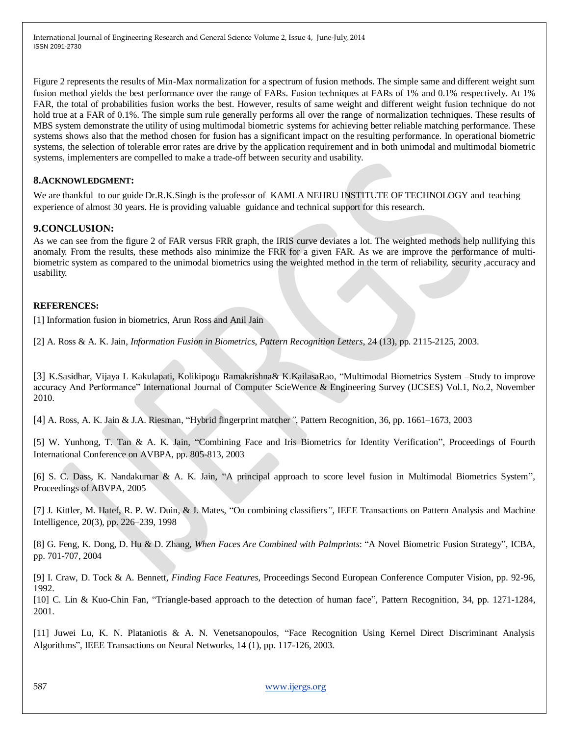Figure 2 represents the results of Min-Max normalization for a spectrum of fusion methods. The simple same and different weight sum fusion method yields the best performance over the range of FARs. Fusion techniques at FARs of 1% and 0.1% respectively. At 1% FAR, the total of probabilities fusion works the best. However, results of same weight and different weight fusion technique do not hold true at a FAR of 0.1%. The simple sum rule generally performs all over the range of normalization techniques. These results of MBS system demonstrate the utility of using multimodal biometric systems for achieving better reliable matching performance. These systems shows also that the method chosen for fusion has a significant impact on the resulting performance. In operational biometric systems, the selection of tolerable error rates are drive by the application requirement and in both unimodal and multimodal biometric systems, implementers are compelled to make a trade-off between security and usability.

## 8.ACKNOWLEDGMENT:

We are thankful to our guide Dr.R.K.Singh is the professor of KAMLA NEHRU INSTITUTE OF TECHNOLOGY and teaching experience of almost 30 years. He is providing valuable guidance and technical support for this research.

## 9.CONCLUSION:

As we can see from the figure 2 of FAR versus FRR graph, the IRIS curve deviates a lot. The weighted methods help nullifying this anomaly. From the results, these methods also minimize the FRR for a given FAR. As we are improve the performance of multi-biometric system as compared to the unimodal biometrics using the weighted method in the term of reliability, security ,accuracy and usability.

## REFERENCES:

[1] Information fusion in biometrics, Arun Ross and Anil Jain

[2] A. Ross & A. K. Jain, *Information Fusion in Biometrics, Pattern Recognition Letters*, 24 (13), pp. 2115-2125, 2003.

[3] K.Sasidhar, Vijaya L Kakulapati, Kolikipogu Ramakrishna& K.KailasaRao, "Multimodal Biometrics System –Study to improve accuracy And Performance" International Journal of Computer ScieWence & Engineering Survey (IJCSES) Vol.1, No.2, November 2010.

[4] A. Ross, A. K. Jain & J.A. Riesman, "Hybrid fingerprint matcher", Pattern Recognition, 36, pp. 1661–1673, 2003

[5] W. Yunhong, T. Tan & A. K. Jain, "Combining Face and Iris Biometrics for Identity Verification", Proceedings of Fourth International Conference on AVBPA, pp. 805-813, 2003

[6] S. C. Dass, K. Nandakumar & A. K. Jain, "A principal approach to score level fusion in Multimodal Biometrics System", Proceedings of ABVPA, 2005

[7] J. Kittler, M. Hatef, R. P. W. Duin, & J. Mates, "On combining classifiers", IEEE Transactions on Pattern Analysis and Machine Intelligence, 20(3), pp. 226–239, 1998

[8] G. Feng, K. Dong, D. Hu & D. Zhang, *When Faces Are Combined with Palmprints*: "A Novel Biometric Fusion Strategy", ICBA, pp. 701-707, 2004

[9] I. Craw, D. Tock & A. Bennett, *Finding Face Features*, Proceedings Second European Conference Computer Vision, pp. 92-96, 1992.

[10] C. Lin & Kuo-Chin Fan, "Triangle-based approach to the detection of human face", Pattern Recognition, 34, pp. 1271-1284, 2001.

[11] Juwei Lu, K. N. Plataniotis & A. N. Venetsanopoulos, "Face Recognition Using Kernel Direct Discriminant Analysis Algorithms", IEEE Transactions on Neural Networks, 14 (1), pp. 117-126, 2003.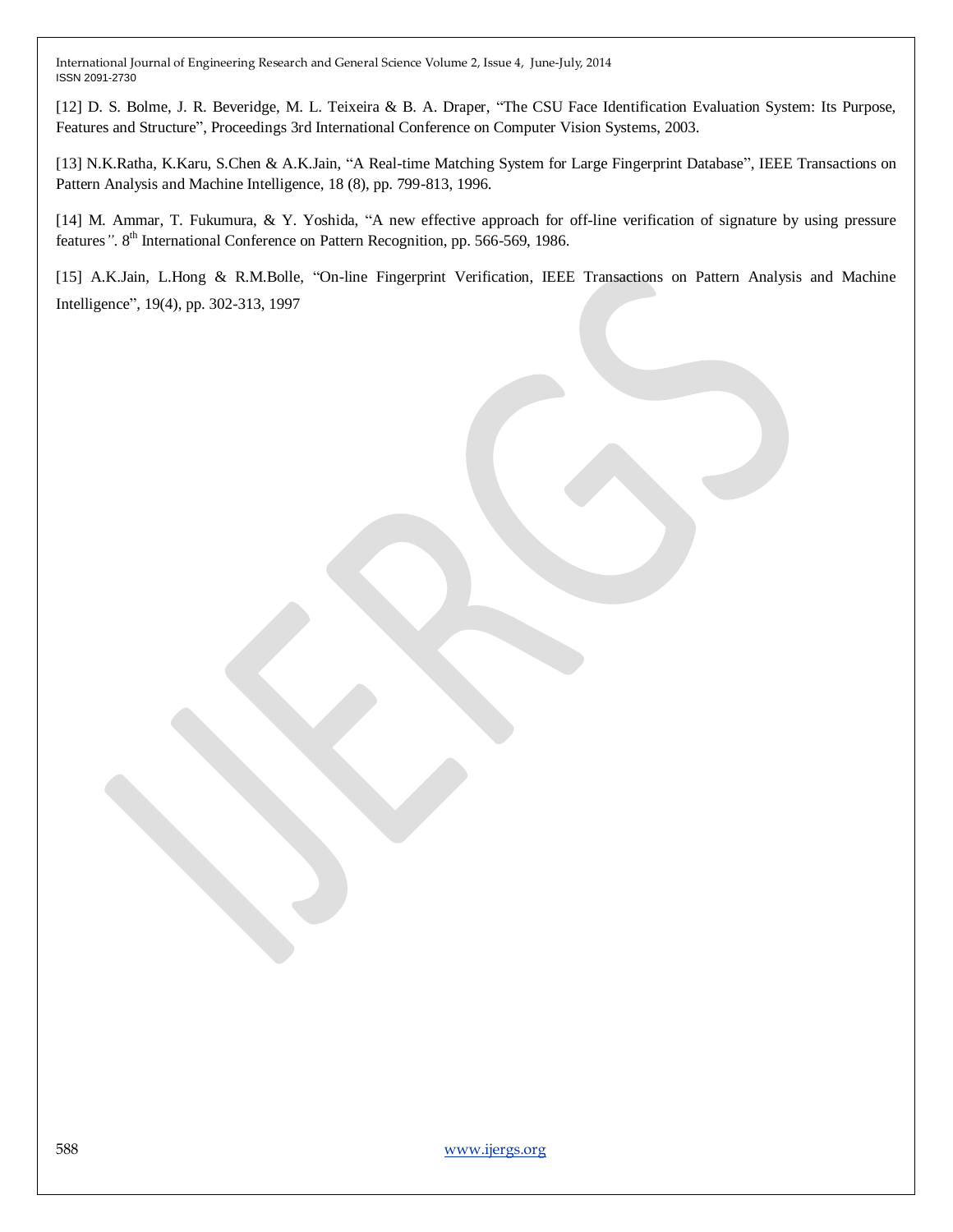[12] D. S. Bolme, J. R. Beveridge, M. L. Teixeira & B. A. Draper, "The CSU Face Identification Evaluation System: Its Purpose, Features and Structure", Proceedings 3rd International Conference on Computer Vision Systems, 2003.

[13] N.K.Ratha, K.Karu, S.Chen & A.K.Jain, "A Real-time Matching System for Large Fingerprint Database", IEEE Transactions on Pattern Analysis and Machine Intelligence, 18 (8), pp. 799-813, 1996.

[14] M. Ammar, T. Fukumura, & Y. Yoshida, "A new effective approach for off-line verification of signature by using pressure features". 8th International Conference on Pattern Recognition, pp. 566-569, 1986.

[15] A.K.Jain, L.Hong & R.M.Bolle, "On-line Fingerprint Verification, IEEE Transactions on Pattern Analysis and Machine Intelligence", 19(4), pp. 302-313, 1997